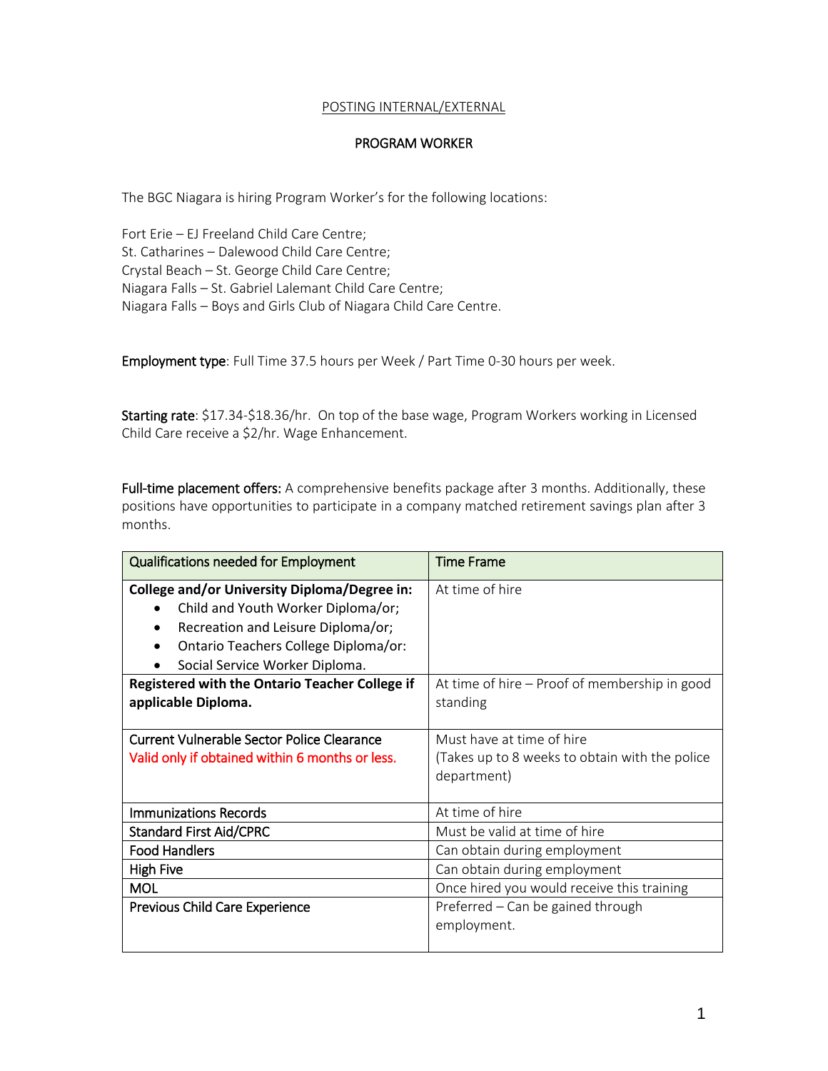POSTING INTERNAL/EXTERNAL

# PROGRAM WORKER

The BGC Niagara is hiring Program Worker's for the following locations:

Fort Erie – EJ Freeland Child Care Centre;
St. Catharines – Dalewood Child Care Centre;
Crystal Beach – St. George Child Care Centre;
Niagara Falls – St. Gabriel Lalemant Child Care Centre;
Niagara Falls – Boys and Girls Club of Niagara Child Care Centre.

**Employment type**: Full Time 37.5 hours per Week / Part Time 0-30 hours per week.

**Starting rate**: $17.34-$18.36/hr. On top of the base wage, Program Workers working in Licensed Child Care receive a $2/hr. Wage Enhancement.

**Full-time placement offers:** A comprehensive benefits package after 3 months. Additionally, these positions have opportunities to participate in a company matched retirement savings plan after 3 months.

| Qualifications needed for Employment | Time Frame |
|---|---|
| **College and/or University Diploma/Degree in:** <br>• Child and Youth Worker Diploma/or; <br>• Recreation and Leisure Diploma/or; <br>• Ontario Teachers College Diploma/or: <br>• Social Service Worker Diploma. | At time of hire |
| **Registered with the Ontario Teacher College if applicable Diploma.** | At time of hire – Proof of membership in good standing |
| Current Vulnerable Sector Police Clearance <br>Valid only if obtained within 6 months or less. | Must have at time of hire <br>(Takes up to 8 weeks to obtain with the police department) |
| Immunizations Records | At time of hire |
| Standard First Aid/CPRC | Must be valid at time of hire |
| Food Handlers | Can obtain during employment |
| High Five | Can obtain during employment |
| MOL | Once hired you would receive this training |
| Previous Child Care Experience | Preferred – Can be gained through employment. |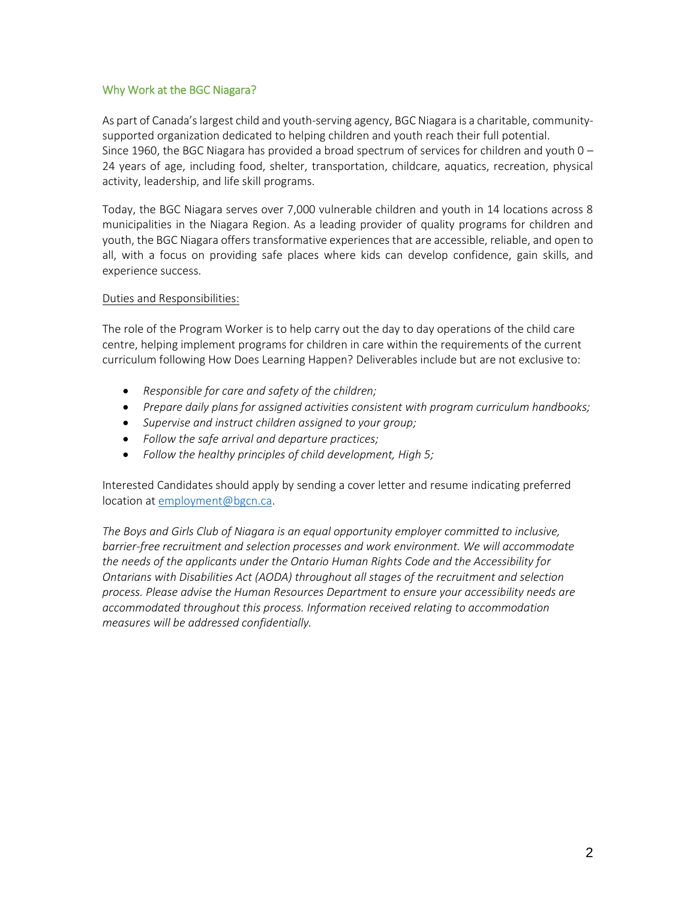## Why Work at the BGC Niagara?

As part of Canada's largest child and youth-serving agency, BGC Niagara is a charitable, community-supported organization dedicated to helping children and youth reach their full potential. Since 1960, the BGC Niagara has provided a broad spectrum of services for children and youth 0 – 24 years of age, including food, shelter, transportation, childcare, aquatics, recreation, physical activity, leadership, and life skill programs.

Today, the BGC Niagara serves over 7,000 vulnerable children and youth in 14 locations across 8 municipalities in the Niagara Region. As a leading provider of quality programs for children and youth, the BGC Niagara offers transformative experiences that are accessible, reliable, and open to all, with a focus on providing safe places where kids can develop confidence, gain skills, and experience success.

Duties and Responsibilities:

The role of the Program Worker is to help carry out the day to day operations of the child care centre, helping implement programs for children in care within the requirements of the current curriculum following How Does Learning Happen? Deliverables include but are not exclusive to:

- *Responsible for care and safety of the children;*
- *Prepare daily plans for assigned activities consistent with program curriculum handbooks;*
- *Supervise and instruct children assigned to your group;*
- *Follow the safe arrival and departure practices;*
- *Follow the healthy principles of child development, High 5;*

Interested Candidates should apply by sending a cover letter and resume indicating preferred location at employment@bgcn.ca.

*The Boys and Girls Club of Niagara is an equal opportunity employer committed to inclusive, barrier-free recruitment and selection processes and work environment. We will accommodate the needs of the applicants under the Ontario Human Rights Code and the Accessibility for Ontarians with Disabilities Act (AODA) throughout all stages of the recruitment and selection process. Please advise the Human Resources Department to ensure your accessibility needs are accommodated throughout this process. Information received relating to accommodation measures will be addressed confidentially.*